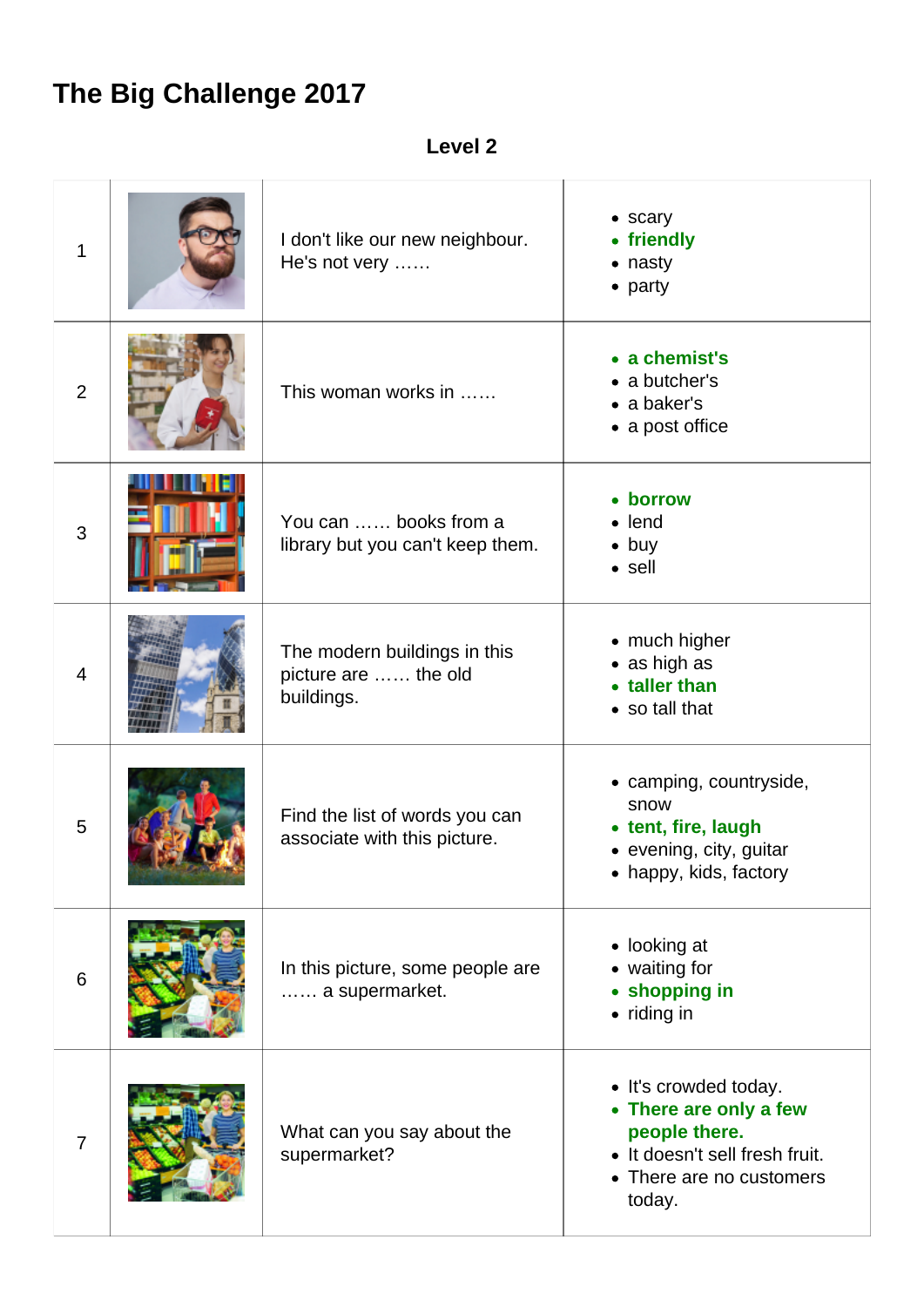# The Big Challenge 2017

## Level 2

| | | | |
|---|---|---|---|
| 1 | | I don't like our new neighbour. He's not very …… | • scary<br>• **friendly**<br>• nasty<br>• party |
| 2 | | This woman works in …… | • **a chemist's**<br>• a butcher's<br>• a baker's<br>• a post office |
| 3 | | You can …… books from a library but you can't keep them. | • **borrow**<br>• lend<br>• buy<br>• sell |
| 4 | | The modern buildings in this picture are …… the old buildings. | • much higher<br>• as high as<br>• **taller than**<br>• so tall that |
| 5 | | Find the list of words you can associate with this picture. | • camping, countryside, snow<br>• **tent, fire, laugh**<br>• evening, city, guitar<br>• happy, kids, factory |
| 6 | | In this picture, some people are …… a supermarket. | • looking at<br>• waiting for<br>• **shopping in**<br>• riding in |
| 7 | | What can you say about the supermarket? | • It's crowded today.<br>• **There are only a few people there.**<br>• It doesn't sell fresh fruit.<br>• There are no customers today. |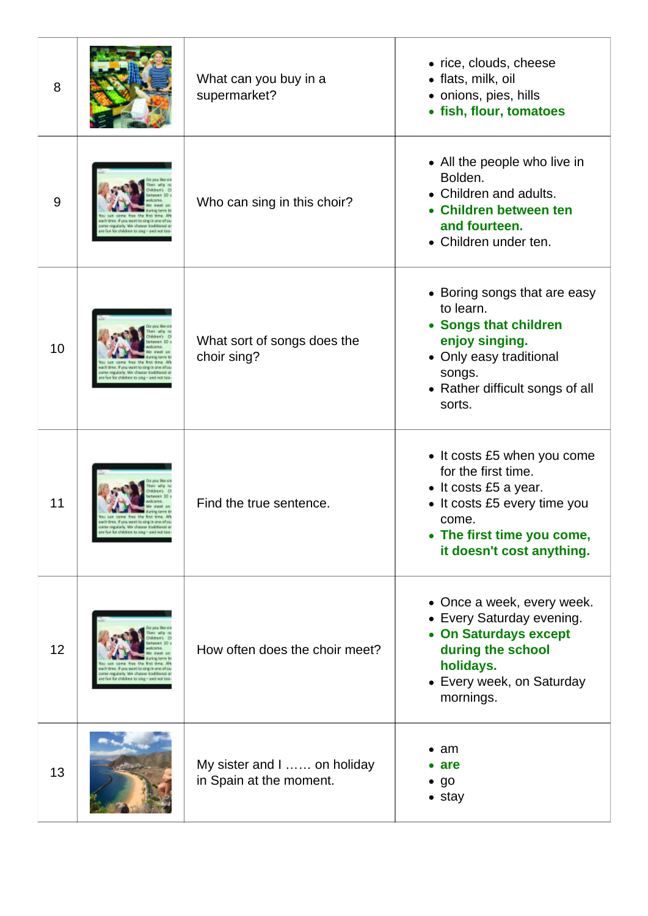| | | | |
|---|---|---|---|
| 8 | | What can you buy in a supermarket? | • rice, clouds, cheese<br>• flats, milk, oil<br>• onions, pies, hills<br>• **fish, flour, tomatoes** |
| 9 | | Who can sing in this choir? | • All the people who live in Bolden.<br>• Children and adults.<br>• **Children between ten and fourteen.**<br>• Children under ten. |
| 10 | | What sort of songs does the choir sing? | • Boring songs that are easy to learn.<br>• **Songs that children enjoy singing.**<br>• Only easy traditional songs.<br>• Rather difficult songs of all sorts. |
| 11 | | Find the true sentence. | • It costs £5 when you come for the first time.<br>• It costs £5 a year.<br>• It costs £5 every time you come.<br>• **The first time you come, it doesn't cost anything.** |
| 12 | | How often does the choir meet? | • Once a week, every week.<br>• Every Saturday evening.<br>• **On Saturdays except during the school holidays.**<br>• Every week, on Saturday mornings. |
| 13 | | My sister and I …… on holiday in Spain at the moment. | • am<br>• **are**<br>• go<br>• stay |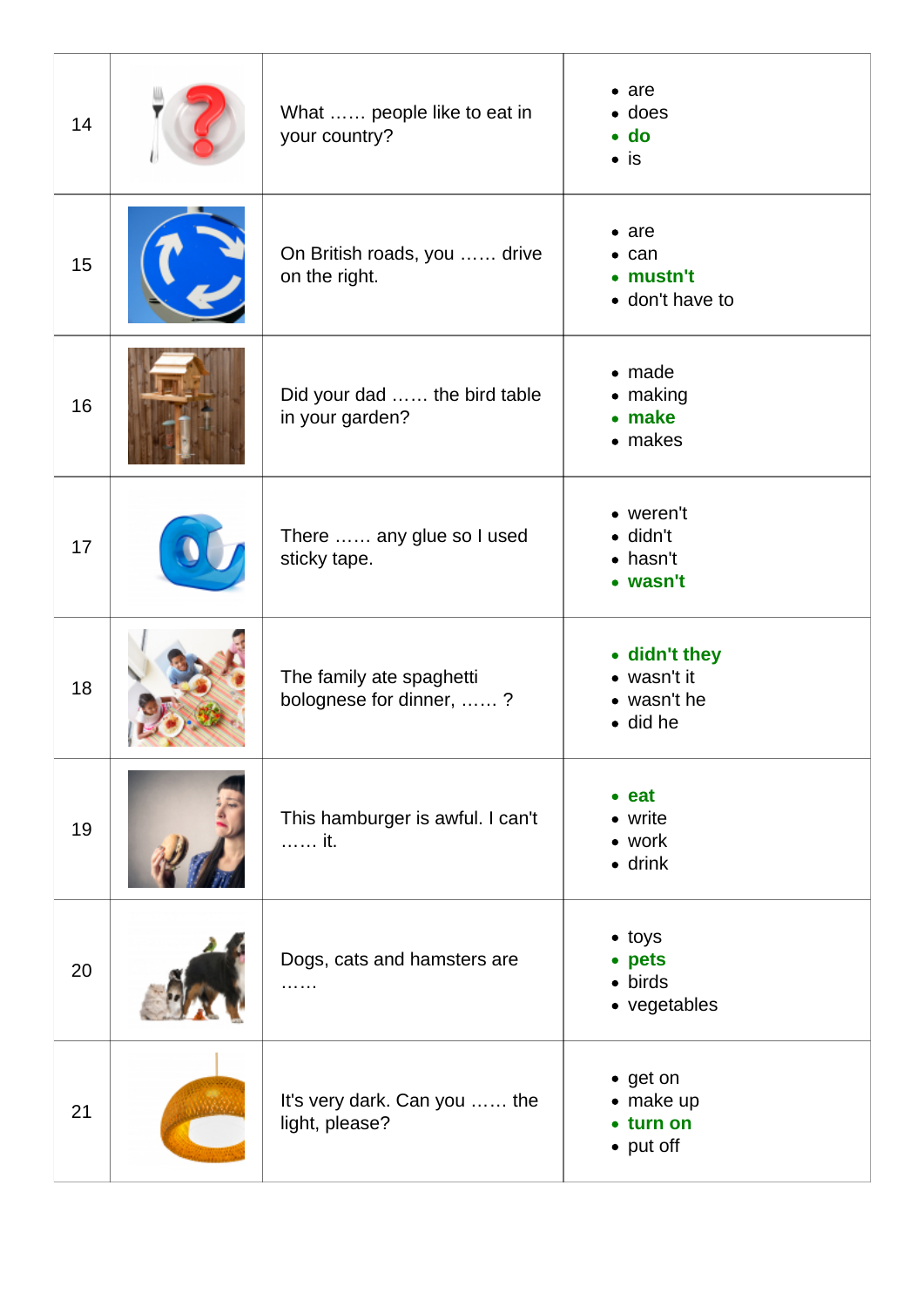| | | | |
|---|---|---|---|
| 14 | | What …… people like to eat in your country? | • are<br>• does<br>• **do**<br>• is |
| 15 | | On British roads, you …… drive on the right. | • are<br>• can<br>• **mustn't**<br>• don't have to |
| 16 | | Did your dad …… the bird table in your garden? | • made<br>• making<br>• **make**<br>• makes |
| 17 | | There …… any glue so I used sticky tape. | • weren't<br>• didn't<br>• hasn't<br>• **wasn't** |
| 18 | | The family ate spaghetti bolognese for dinner, …… ? | • **didn't they**<br>• wasn't it<br>• wasn't he<br>• did he |
| 19 | | This hamburger is awful. I can't …… it. | • **eat**<br>• write<br>• work<br>• drink |
| 20 | | Dogs, cats and hamsters are …… | • toys<br>• **pets**<br>• birds<br>• vegetables |
| 21 | | It's very dark. Can you …… the light, please? | • get on<br>• make up<br>• **turn on**<br>• put off |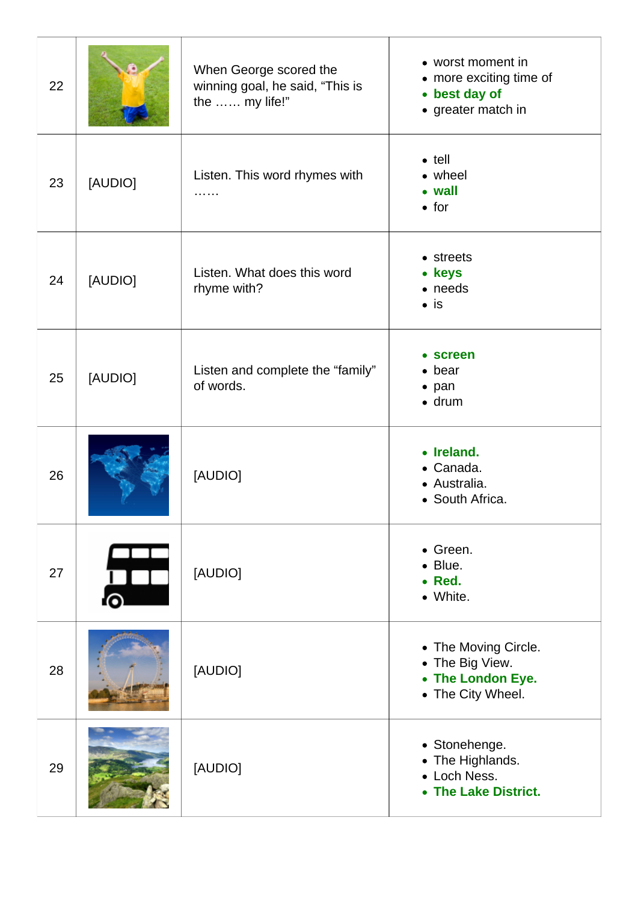| | | | |
|---|---|---|---|
| 22 | | When George scored the winning goal, he said, "This is the …… my life!" | • worst moment in<br>• more exciting time of<br>• **best day of**<br>• greater match in |
| 23 | [AUDIO] | Listen. This word rhymes with …… | • tell<br>• wheel<br>• **wall**<br>• for |
| 24 | [AUDIO] | Listen. What does this word rhyme with? | • streets<br>• **keys**<br>• needs<br>• is |
| 25 | [AUDIO] | Listen and complete the "family" of words. | • **screen**<br>• bear<br>• pan<br>• drum |
| 26 | | [AUDIO] | • **Ireland.**<br>• Canada.<br>• Australia.<br>• South Africa. |
| 27 | | [AUDIO] | • Green.<br>• Blue.<br>• **Red.**<br>• White. |
| 28 | | [AUDIO] | • The Moving Circle.<br>• The Big View.<br>• **The London Eye.**<br>• The City Wheel. |
| 29 | | [AUDIO] | • Stonehenge.<br>• The Highlands.<br>• Loch Ness.<br>• **The Lake District.** |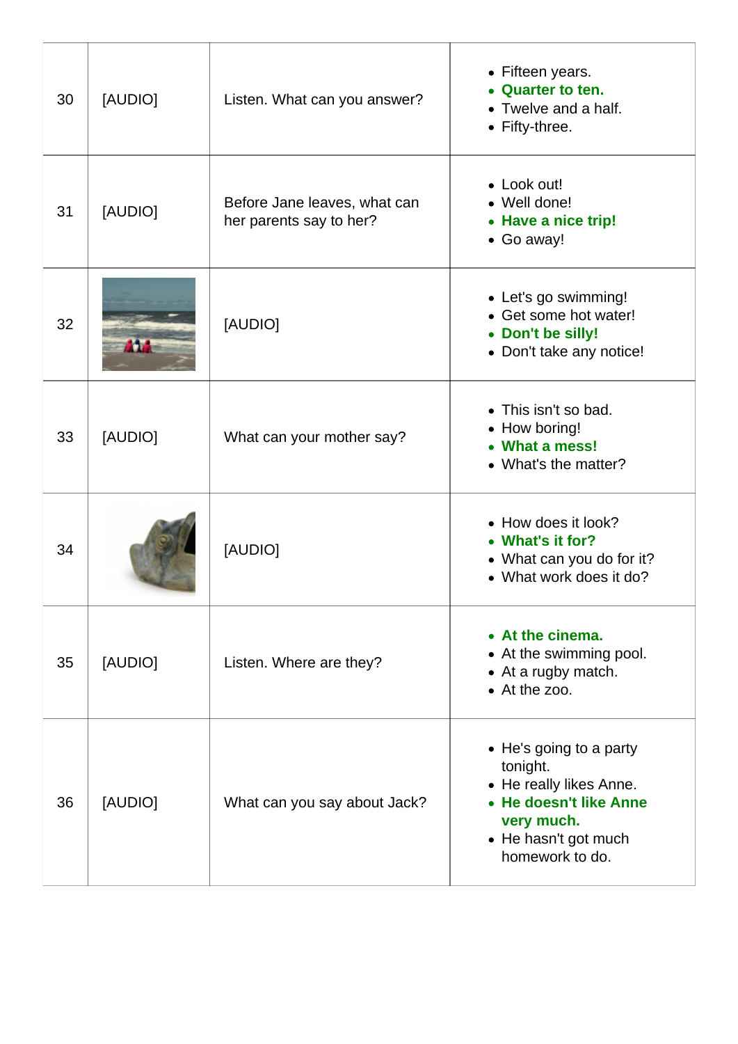| | | | |
|---|---|---|---|
| 30 | [AUDIO] | Listen. What can you answer? | • Fifteen years.<br>• **Quarter to ten.**<br>• Twelve and a half.<br>• Fifty-three. |
| 31 | [AUDIO] | Before Jane leaves, what can her parents say to her? | • Look out!<br>• Well done!<br>• **Have a nice trip!**<br>• Go away! |
| 32 | | [AUDIO] | • Let's go swimming!<br>• Get some hot water!<br>• **Don't be silly!**<br>• Don't take any notice! |
| 33 | [AUDIO] | What can your mother say? | • This isn't so bad.<br>• How boring!<br>• **What a mess!**<br>• What's the matter? |
| 34 | | [AUDIO] | • How does it look?<br>• **What's it for?**<br>• What can you do for it?<br>• What work does it do? |
| 35 | [AUDIO] | Listen. Where are they? | • **At the cinema.**<br>• At the swimming pool.<br>• At a rugby match.<br>• At the zoo. |
| 36 | [AUDIO] | What can you say about Jack? | • He's going to a party tonight.<br>• He really likes Anne.<br>• **He doesn't like Anne very much.**<br>• He hasn't got much homework to do. |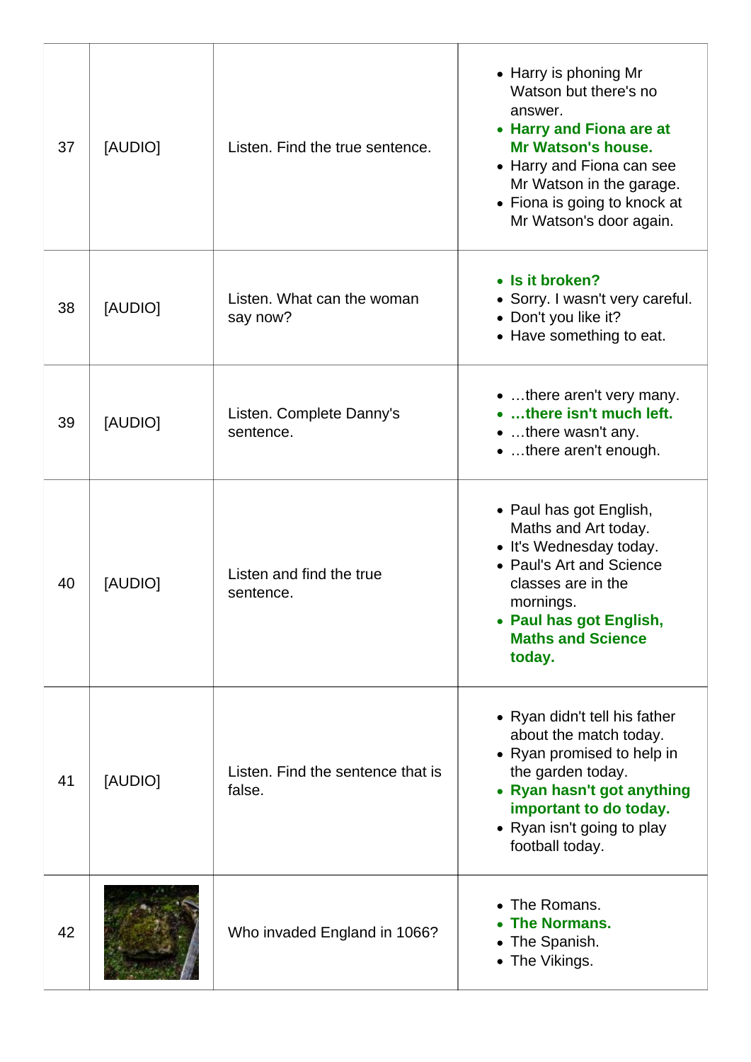| | | | |
|---|---|---|---|
| 37 | [AUDIO] | Listen. Find the true sentence. | • Harry is phoning Mr Watson but there's no answer.<br>• **Harry and Fiona are at Mr Watson's house.**<br>• Harry and Fiona can see Mr Watson in the garage.<br>• Fiona is going to knock at Mr Watson's door again. |
| 38 | [AUDIO] | Listen. What can the woman say now? | • **Is it broken?**<br>• Sorry. I wasn't very careful.<br>• Don't you like it?<br>• Have something to eat. |
| 39 | [AUDIO] | Listen. Complete Danny's sentence. | • …there aren't very many.<br>• **…there isn't much left.**<br>• …there wasn't any.<br>• …there aren't enough. |
| 40 | [AUDIO] | Listen and find the true sentence. | • Paul has got English, Maths and Art today.<br>• It's Wednesday today.<br>• Paul's Art and Science classes are in the mornings.<br>• **Paul has got English, Maths and Science today.** |
| 41 | [AUDIO] | Listen. Find the sentence that is false. | • Ryan didn't tell his father about the match today.<br>• Ryan promised to help in the garden today.<br>• **Ryan hasn't got anything important to do today.**<br>• Ryan isn't going to play football today. |
| 42 | | Who invaded England in 1066? | • The Romans.<br>• **The Normans.**<br>• The Spanish.<br>• The Vikings. |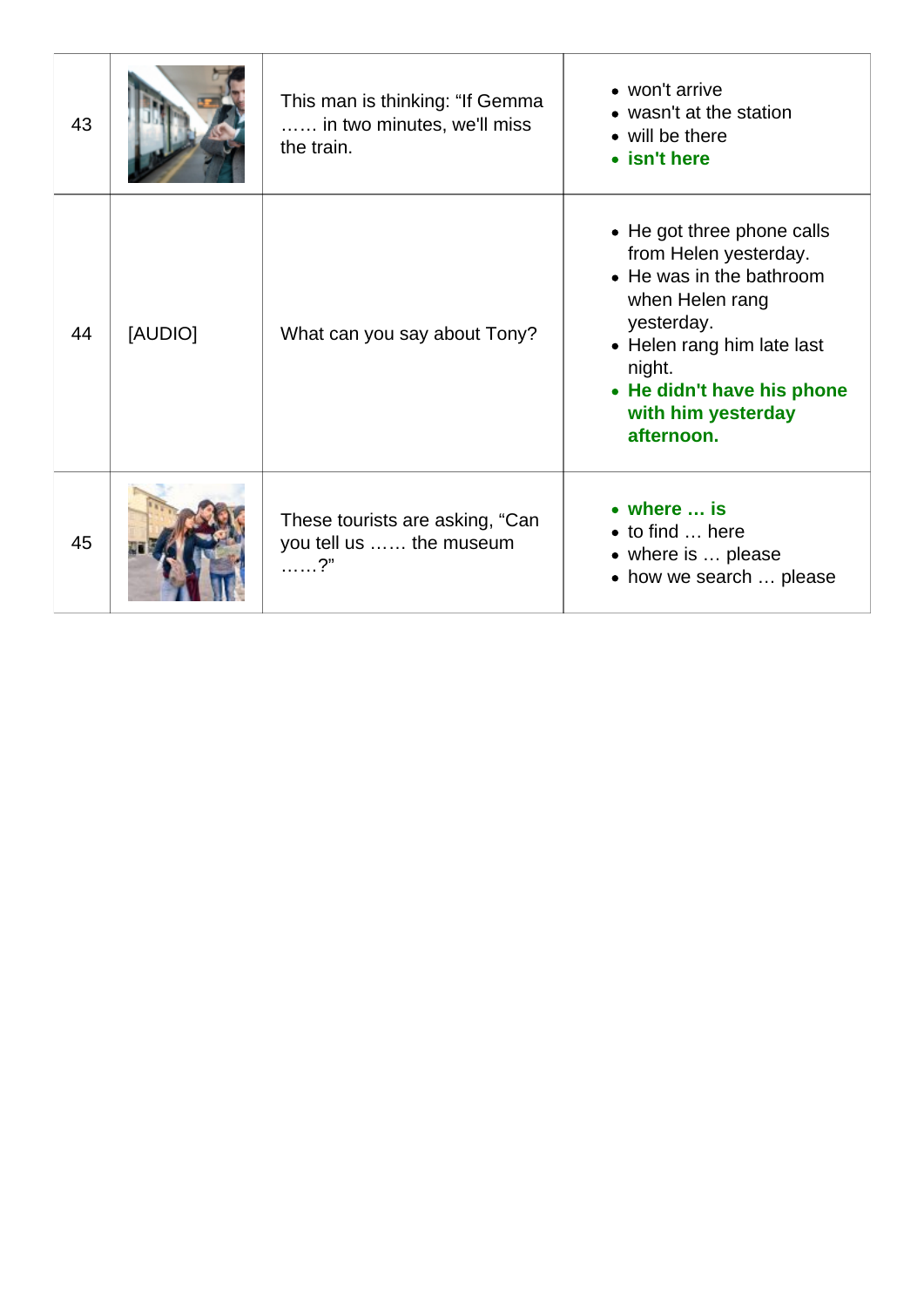| | | | |
|---|---|---|---|
| 43 | | This man is thinking: “If Gemma …… in two minutes, we'll miss the train. | • won't arrive<br>• wasn't at the station<br>• will be there<br>• **isn't here** |
| 44 | [AUDIO] | What can you say about Tony? | • He got three phone calls from Helen yesterday.<br>• He was in the bathroom when Helen rang yesterday.<br>• Helen rang him late last night.<br>• **He didn't have his phone with him yesterday afternoon.** |
| 45 | | These tourists are asking, “Can you tell us …… the museum ……?” | • **where … is**<br>• to find … here<br>• where is … please<br>• how we search … please |